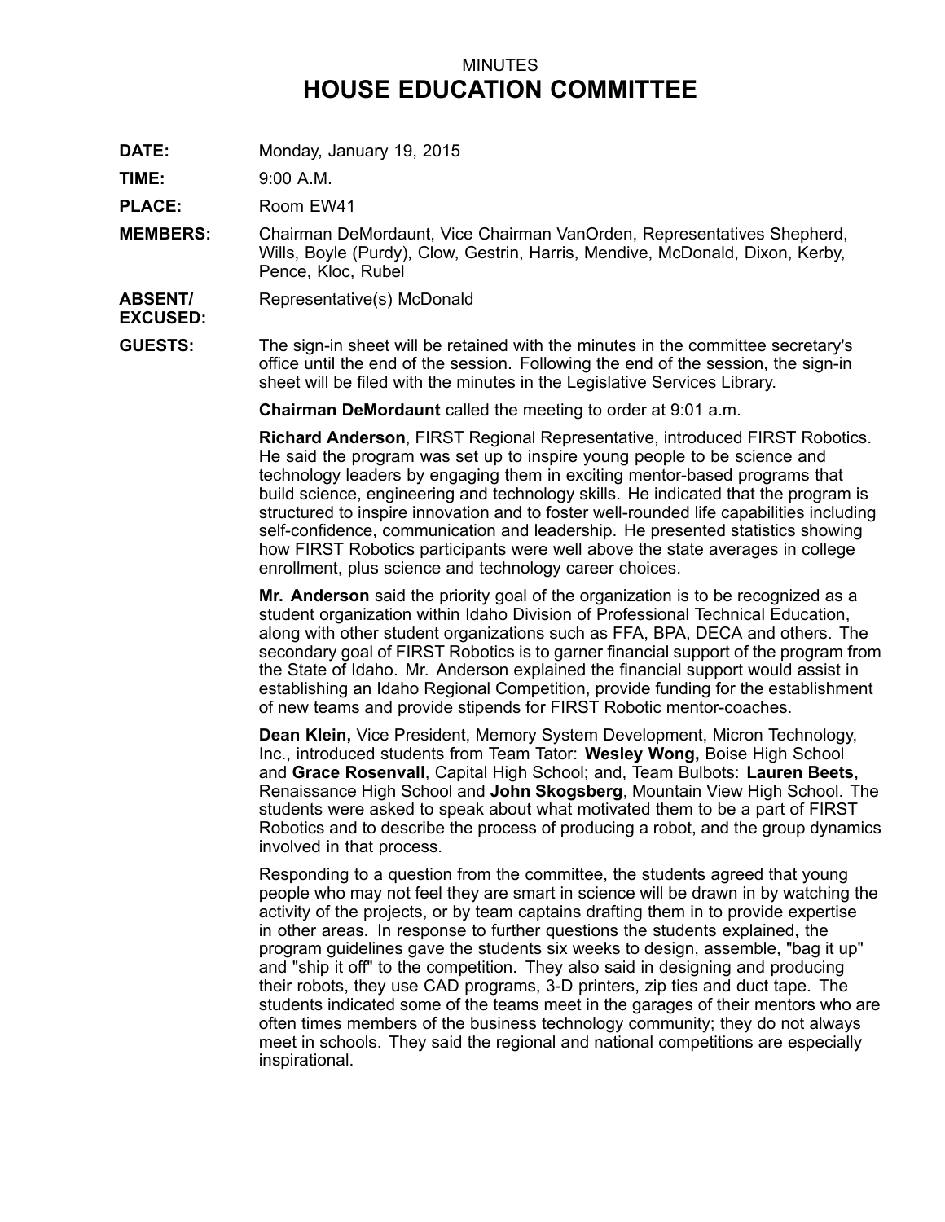MINUTES

# HOUSE EDUCATION COMMITTEE

**DATE:** Monday, January 19, 2015

**TIME:** 9:00 A.M.

**PLACE:** Room EW41

**MEMBERS:** Chairman DeMordaunt, Vice Chairman VanOrden, Representatives Shepherd, Wills, Boyle (Purdy), Clow, Gestrin, Harris, Mendive, McDonald, Dixon, Kerby, Pence, Kloc, Rubel

**ABSENT/ EXCUSED:** Representative(s) McDonald

**GUESTS:** The sign-in sheet will be retained with the minutes in the committee secretary's office until the end of the session. Following the end of the session, the sign-in sheet will be filed with the minutes in the Legislative Services Library.

**Chairman DeMordaunt** called the meeting to order at 9:01 a.m.

**Richard Anderson**, FIRST Regional Representative, introduced FIRST Robotics. He said the program was set up to inspire young people to be science and technology leaders by engaging them in exciting mentor-based programs that build science, engineering and technology skills. He indicated that the program is structured to inspire innovation and to foster well-rounded life capabilities including self-confidence, communication and leadership. He presented statistics showing how FIRST Robotics participants were well above the state averages in college enrollment, plus science and technology career choices.

**Mr. Anderson** said the priority goal of the organization is to be recognized as a student organization within Idaho Division of Professional Technical Education, along with other student organizations such as FFA, BPA, DECA and others. The secondary goal of FIRST Robotics is to garner financial support of the program from the State of Idaho. Mr. Anderson explained the financial support would assist in establishing an Idaho Regional Competition, provide funding for the establishment of new teams and provide stipends for FIRST Robotic mentor-coaches.

**Dean Klein,** Vice President, Memory System Development, Micron Technology, Inc., introduced students from Team Tator: **Wesley Wong,** Boise High School and **Grace Rosenvall**, Capital High School; and, Team Bulbots: **Lauren Beets,** Renaissance High School and **John Skogsberg**, Mountain View High School. The students were asked to speak about what motivated them to be a part of FIRST Robotics and to describe the process of producing a robot, and the group dynamics involved in that process.

Responding to a question from the committee, the students agreed that young people who may not feel they are smart in science will be drawn in by watching the activity of the projects, or by team captains drafting them in to provide expertise in other areas. In response to further questions the students explained, the program guidelines gave the students six weeks to design, assemble, "bag it up" and "ship it off" to the competition. They also said in designing and producing their robots, they use CAD programs, 3-D printers, zip ties and duct tape. The students indicated some of the teams meet in the garages of their mentors who are often times members of the business technology community; they do not always meet in schools. They said the regional and national competitions are especially inspirational.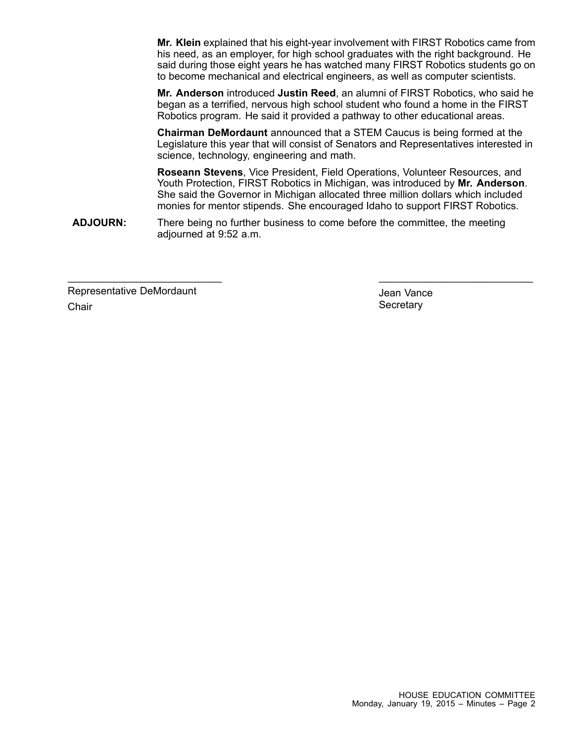**Mr. Klein** explained that his eight-year involvement with FIRST Robotics came from his need, as an employer, for high school graduates with the right background. He said during those eight years he has watched many FIRST Robotics students go on to become mechanical and electrical engineers, as well as computer scientists.

**Mr. Anderson** introduced **Justin Reed**, an alumni of FIRST Robotics, who said he began as a terrified, nervous high school student who found a home in the FIRST Robotics program. He said it provided a pathway to other educational areas.

**Chairman DeMordaunt** announced that a STEM Caucus is being formed at the Legislature this year that will consist of Senators and Representatives interested in science, technology, engineering and math.

**Roseann Stevens**, Vice President, Field Operations, Volunteer Resources, and Youth Protection, FIRST Robotics in Michigan, was introduced by **Mr. Anderson**. She said the Governor in Michigan allocated three million dollars which included monies for mentor stipends. She encouraged Idaho to support FIRST Robotics.

**ADJOURN:** There being no further business to come before the committee, the meeting adjourned at 9:52 a.m.

___________________________
Representative DeMordaunt
Chair

___________________________
Jean Vance
Secretary